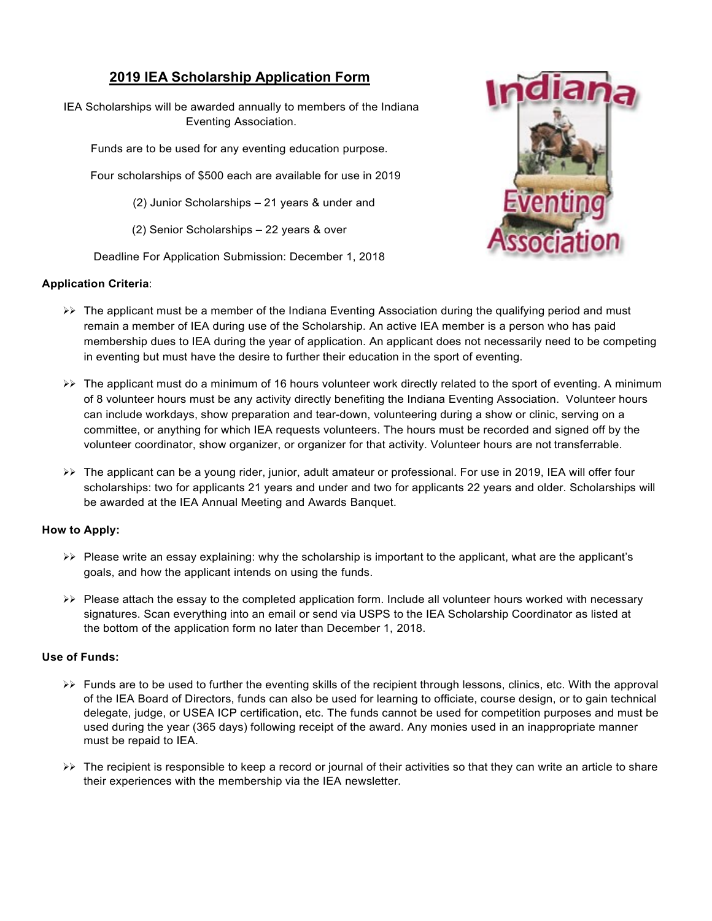# 2019 IEA Scholarship Application Form

IEA Scholarships will be awarded annually to members of the Indiana Eventing Association.

Funds are to be used for any eventing education purpose.

Four scholarships of $500 each are available for use in 2019

(2) Junior Scholarships – 21 years & under and

(2) Senior Scholarships – 22 years & over

Deadline For Application Submission: December 1, 2018

**Application Criteria**:

- The applicant must be a member of the Indiana Eventing Association during the qualifying period and must remain a member of IEA during use of the Scholarship. An active IEA member is a person who has paid membership dues to IEA during the year of application. An applicant does not necessarily need to be competing in eventing but must have the desire to further their education in the sport of eventing.
- The applicant must do a minimum of 16 hours volunteer work directly related to the sport of eventing. A minimum of 8 volunteer hours must be any activity directly benefiting the Indiana Eventing Association. Volunteer hours can include workdays, show preparation and tear-down, volunteering during a show or clinic, serving on a committee, or anything for which IEA requests volunteers. The hours must be recorded and signed off by the volunteer coordinator, show organizer, or organizer for that activity. Volunteer hours are not transferrable.
- The applicant can be a young rider, junior, adult amateur or professional. For use in 2019, IEA will offer four scholarships: two for applicants 21 years and under and two for applicants 22 years and older. Scholarships will be awarded at the IEA Annual Meeting and Awards Banquet.

**How to Apply:**

- Please write an essay explaining: why the scholarship is important to the applicant, what are the applicant's goals, and how the applicant intends on using the funds.
- Please attach the essay to the completed application form. Include all volunteer hours worked with necessary signatures. Scan everything into an email or send via USPS to the IEA Scholarship Coordinator as listed at the bottom of the application form no later than December 1, 2018.

**Use of Funds:**

- Funds are to be used to further the eventing skills of the recipient through lessons, clinics, etc. With the approval of the IEA Board of Directors, funds can also be used for learning to officiate, course design, or to gain technical delegate, judge, or USEA ICP certification, etc. The funds cannot be used for competition purposes and must be used during the year (365 days) following receipt of the award. Any monies used in an inappropriate manner must be repaid to IEA.
- The recipient is responsible to keep a record or journal of their activities so that they can write an article to share their experiences with the membership via the IEA newsletter.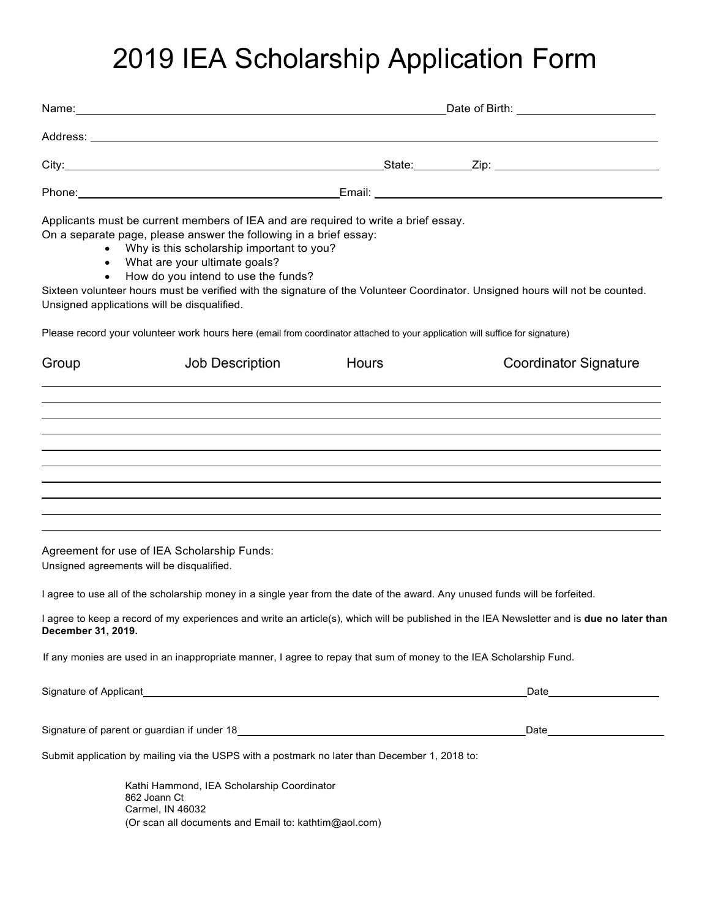# 2019 IEA Scholarship Application Form

Name: ______________________________ Date of Birth: ______________

Address: ______________________________________________

City: ______________________ State: ________ Zip: ______________

Phone: ______________________ Email: ______________________

Applicants must be current members of IEA and are required to write a brief essay.
On a separate page, please answer the following in a brief essay:

- Why is this scholarship important to you?
- What are your ultimate goals?
- How do you intend to use the funds?

Sixteen volunteer hours must be verified with the signature of the Volunteer Coordinator. Unsigned hours will not be counted. Unsigned applications will be disqualified.

Please record your volunteer work hours here (email from coordinator attached to your application will suffice for signature)

| Group | Job Description | Hours | Coordinator Signature |
|---|---|---|---|
| | | | |
| | | | |
| | | | |
| | | | |
| | | | |
| | | | |
| | | | |
| | | | |
| | | | |

Agreement for use of IEA Scholarship Funds:
Unsigned agreements will be disqualified.

I agree to use all of the scholarship money in a single year from the date of the award. Any unused funds will be forfeited.

I agree to keep a record of my experiences and write an article(s), which will be published in the IEA Newsletter and is **due no later than December 31, 2019.**

If any monies are used in an inappropriate manner, I agree to repay that sum of money to the IEA Scholarship Fund.

Signature of Applicant ______________________________ Date ______________

Signature of parent or guardian if under 18 ______________________________ Date ______________

Submit application by mailing via the USPS with a postmark no later than December 1, 2018 to:

Kathi Hammond, IEA Scholarship Coordinator
862 Joann Ct
Carmel, IN 46032
(Or scan all documents and Email to: kathtim@aol.com)